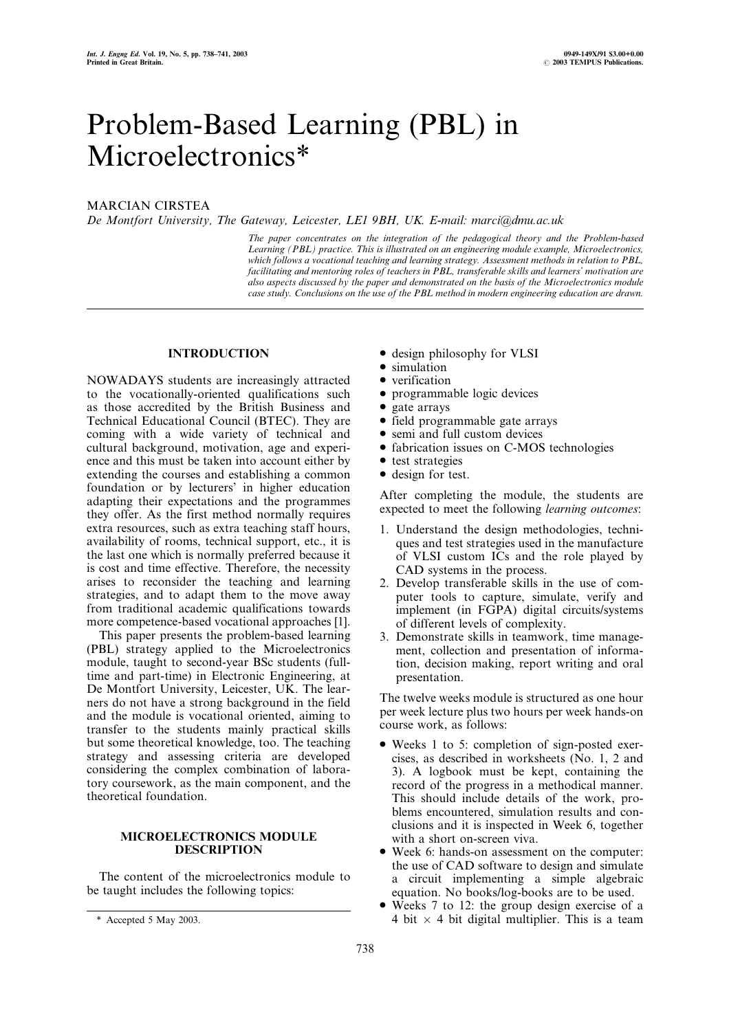# Problem-Based Learning (PBL) in Microelectronics*

MARCIAN CIRSTEA

*De Montfort University, The Gateway, Leicester, LE1 9BH, UK. E-mail: marci@dmu.ac.uk*

*The paper concentrates on the integration of the pedagogical theory and the Problem-based Learning (PBL) practice. This is illustrated on an engineering module example, Microelectronics, which follows a vocational teaching and learning strategy. Assessment methods in relation to PBL, facilitating and mentoring roles of teachers in PBL, transferable skills and learners' motivation are also aspects discussed by the paper and demonstrated on the basis of the Microelectronics module case study. Conclusions on the use of the PBL method in modern engineering education are drawn.*

## INTRODUCTION

NOWADAYS students are increasingly attracted to the vocationally-oriented qualifications such as those accredited by the British Business and Technical Educational Council (BTEC). They are coming with a wide variety of technical and cultural background, motivation, age and experience and this must be taken into account either by extending the courses and establishing a common foundation or by lecturers' in higher education adapting their expectations and the programmes they offer. As the first method normally requires extra resources, such as extra teaching staff hours, availability of rooms, technical support, etc., it is the last one which is normally preferred because it is cost and time effective. Therefore, the necessity arises to reconsider the teaching and learning strategies, and to adapt them to the move away from traditional academic qualifications towards more competence-based vocational approaches [1].

This paper presents the problem-based learning (PBL) strategy applied to the Microelectronics module, taught to second-year BSc students (full-time and part-time) in Electronic Engineering, at De Montfort University, Leicester, UK. The learners do not have a strong background in the field and the module is vocational oriented, aiming to transfer to the students mainly practical skills but some theoretical knowledge, too. The teaching strategy and assessing criteria are developed considering the complex combination of laboratory coursework, as the main component, and the theoretical foundation.

## MICROELECTRONICS MODULE DESCRIPTION

The content of the microelectronics module to be taught includes the following topics:

- design philosophy for VLSI
- simulation
- verification
- programmable logic devices
- gate arrays
- field programmable gate arrays
- semi and full custom devices
- fabrication issues on C-MOS technologies
- test strategies
- design for test.

After completing the module, the students are expected to meet the following *learning outcomes*:

1. Understand the design methodologies, techniques and test strategies used in the manufacture of VLSI custom ICs and the role played by CAD systems in the process.
2. Develop transferable skills in the use of computer tools to capture, simulate, verify and implement (in FGPA) digital circuits/systems of different levels of complexity.
3. Demonstrate skills in teamwork, time management, collection and presentation of information, decision making, report writing and oral presentation.

The twelve weeks module is structured as one hour per week lecture plus two hours per week hands-on course work, as follows:

- Weeks 1 to 5: completion of sign-posted exercises, as described in worksheets (No. 1, 2 and 3). A logbook must be kept, containing the record of the progress in a methodical manner. This should include details of the work, problems encountered, simulation results and conclusions and it is inspected in Week 6, together with a short on-screen viva.
- Week 6: hands-on assessment on the computer: the use of CAD software to design and simulate a circuit implementing a simple algebraic equation. No books/log-books are to be used.
- Weeks 7 to 12: the group design exercise of a 4 bit $\times$ 4 bit digital multiplier. This is a team

\* Accepted 5 May 2003.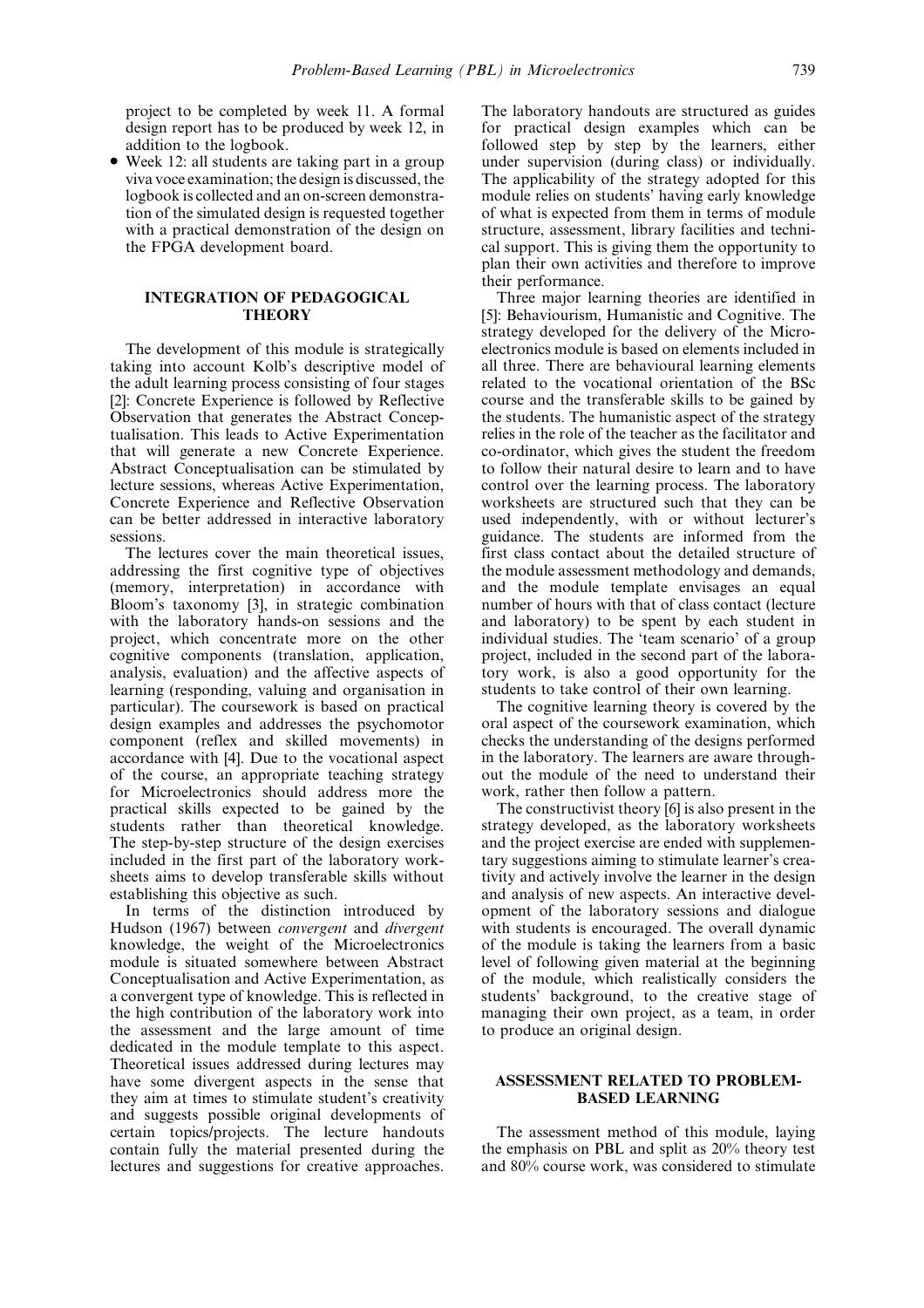project to be completed by week 11. A formal design report has to be produced by week 12, in addition to the logbook.

- Week 12: all students are taking part in a group viva voce examination; the design is discussed, the logbook is collected and an on-screen demonstration of the simulated design is requested together with a practical demonstration of the design on the FPGA development board.

## INTEGRATION OF PEDAGOGICAL THEORY

The development of this module is strategically taking into account Kolb's descriptive model of the adult learning process consisting of four stages [2]: Concrete Experience is followed by Reflective Observation that generates the Abstract Conceptualisation. This leads to Active Experimentation that will generate a new Concrete Experience. Abstract Conceptualisation can be stimulated by lecture sessions, whereas Active Experimentation, Concrete Experience and Reflective Observation can be better addressed in interactive laboratory sessions.

The lectures cover the main theoretical issues, addressing the first cognitive type of objectives (memory, interpretation) in accordance with Bloom's taxonomy [3], in strategic combination with the laboratory hands-on sessions and the project, which concentrate more on the other cognitive components (translation, application, analysis, evaluation) and the affective aspects of learning (responding, valuing and organisation in particular). The coursework is based on practical design examples and addresses the psychomotor component (reflex and skilled movements) in accordance with [4]. Due to the vocational aspect of the course, an appropriate teaching strategy for Microelectronics should address more the practical skills expected to be gained by the students rather than theoretical knowledge. The step-by-step structure of the design exercises included in the first part of the laboratory worksheets aims to develop transferable skills without establishing this objective as such.

In terms of the distinction introduced by Hudson (1967) between *convergent* and *divergent* knowledge, the weight of the Microelectronics module is situated somewhere between Abstract Conceptualisation and Active Experimentation, as a convergent type of knowledge. This is reflected in the high contribution of the laboratory work into the assessment and the large amount of time dedicated in the module template to this aspect. Theoretical issues addressed during lectures may have some divergent aspects in the sense that they aim at times to stimulate student's creativity and suggests possible original developments of certain topics/projects. The lecture handouts contain fully the material presented during the lectures and suggestions for creative approaches. The laboratory handouts are structured as guides for practical design examples which can be followed step by step by the learners, either under supervision (during class) or individually. The applicability of the strategy adopted for this module relies on students' having early knowledge of what is expected from them in terms of module structure, assessment, library facilities and technical support. This is giving them the opportunity to plan their own activities and therefore to improve their performance.

Three major learning theories are identified in [5]: Behaviourism, Humanistic and Cognitive. The strategy developed for the delivery of the Microelectronics module is based on elements included in all three. There are behavioural learning elements related to the vocational orientation of the BSc course and the transferable skills to be gained by the students. The humanistic aspect of the strategy relies in the role of the teacher as the facilitator and co-ordinator, which gives the student the freedom to follow their natural desire to learn and to have control over the learning process. The laboratory worksheets are structured such that they can be used independently, with or without lecturer's guidance. The students are informed from the first class contact about the detailed structure of the module assessment methodology and demands, and the module template envisages an equal number of hours with that of class contact (lecture and laboratory) to be spent by each student in individual studies. The 'team scenario' of a group project, included in the second part of the laboratory work, is also a good opportunity for the students to take control of their own learning.

The cognitive learning theory is covered by the oral aspect of the coursework examination, which checks the understanding of the designs performed in the laboratory. The learners are aware throughout the module of the need to understand their work, rather then follow a pattern.

The constructivist theory [6] is also present in the strategy developed, as the laboratory worksheets and the project exercise are ended with supplementary suggestions aiming to stimulate learner's creativity and actively involve the learner in the design and analysis of new aspects. An interactive development of the laboratory sessions and dialogue with students is encouraged. The overall dynamic of the module is taking the learners from a basic level of following given material at the beginning of the module, which realistically considers the students' background, to the creative stage of managing their own project, as a team, in order to produce an original design.

## ASSESSMENT RELATED TO PROBLEM-BASED LEARNING

The assessment method of this module, laying the emphasis on PBL and split as 20% theory test and 80% course work, was considered to stimulate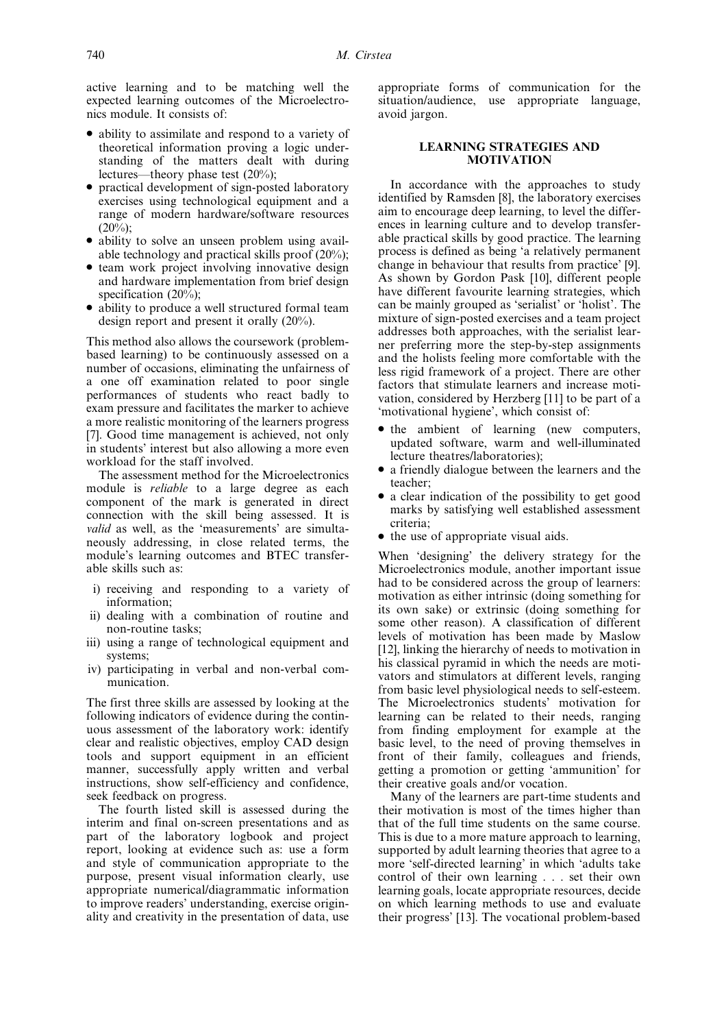active learning and to be matching well the expected learning outcomes of the Microelectronics module. It consists of:

- ability to assimilate and respond to a variety of theoretical information proving a logic understanding of the matters dealt with during lectures—theory phase test (20%);
- practical development of sign-posted laboratory exercises using technological equipment and a range of modern hardware/software resources (20%);
- ability to solve an unseen problem using available technology and practical skills proof (20%);
- team work project involving innovative design and hardware implementation from brief design specification (20%);
- ability to produce a well structured formal team design report and present it orally (20%).

This method also allows the coursework (problem-based learning) to be continuously assessed on a number of occasions, eliminating the unfairness of a one off examination related to poor single performances of students who react badly to exam pressure and facilitates the marker to achieve a more realistic monitoring of the learners progress [7]. Good time management is achieved, not only in students' interest but also allowing a more even workload for the staff involved.

The assessment method for the Microelectronics module is *reliable* to a large degree as each component of the mark is generated in direct connection with the skill being assessed. It is *valid* as well, as the 'measurements' are simultaneously addressing, in close related terms, the module's learning outcomes and BTEC transferable skills such as:

i) receiving and responding to a variety of information;
ii) dealing with a combination of routine and non-routine tasks;
iii) using a range of technological equipment and systems;
iv) participating in verbal and non-verbal communication.

The first three skills are assessed by looking at the following indicators of evidence during the continuous assessment of the laboratory work: identify clear and realistic objectives, employ CAD design tools and support equipment in an efficient manner, successfully apply written and verbal instructions, show self-efficiency and confidence, seek feedback on progress.

The fourth listed skill is assessed during the interim and final on-screen presentations and as part of the laboratory logbook and project report, looking at evidence such as: use a form and style of communication appropriate to the purpose, present visual information clearly, use appropriate numerical/diagrammatic information to improve readers' understanding, exercise originality and creativity in the presentation of data, use appropriate forms of communication for the situation/audience, use appropriate language, avoid jargon.

## LEARNING STRATEGIES AND MOTIVATION

In accordance with the approaches to study identified by Ramsden [8], the laboratory exercises aim to encourage deep learning, to level the differences in learning culture and to develop transferable practical skills by good practice. The learning process is defined as being 'a relatively permanent change in behaviour that results from practice' [9]. As shown by Gordon Pask [10], different people have different favourite learning strategies, which can be mainly grouped as 'serialist' or 'holist'. The mixture of sign-posted exercises and a team project addresses both approaches, with the serialist learner preferring more the step-by-step assignments and the holists feeling more comfortable with the less rigid framework of a project. There are other factors that stimulate learners and increase motivation, considered by Herzberg [11] to be part of a 'motivational hygiene', which consist of:

- the ambient of learning (new computers, updated software, warm and well-illuminated lecture theatres/laboratories);
- a friendly dialogue between the learners and the teacher;
- a clear indication of the possibility to get good marks by satisfying well established assessment criteria;
- the use of appropriate visual aids.

When 'designing' the delivery strategy for the Microelectronics module, another important issue had to be considered across the group of learners: motivation as either intrinsic (doing something for its own sake) or extrinsic (doing something for some other reason). A classification of different levels of motivation has been made by Maslow [12], linking the hierarchy of needs to motivation in his classical pyramid in which the needs are motivators and stimulators at different levels, ranging from basic level physiological needs to self-esteem. The Microelectronics students' motivation for learning can be related to their needs, ranging from finding employment for example at the basic level, to the need of proving themselves in front of their family, colleagues and friends, getting a promotion or getting 'ammunition' for their creative goals and/or vocation.

Many of the learners are part-time students and their motivation is most of the times higher than that of the full time students on the same course. This is due to a more mature approach to learning, supported by adult learning theories that agree to a more 'self-directed learning' in which 'adults take control of their own learning . . . set their own learning goals, locate appropriate resources, decide on which learning methods to use and evaluate their progress' [13]. The vocational problem-based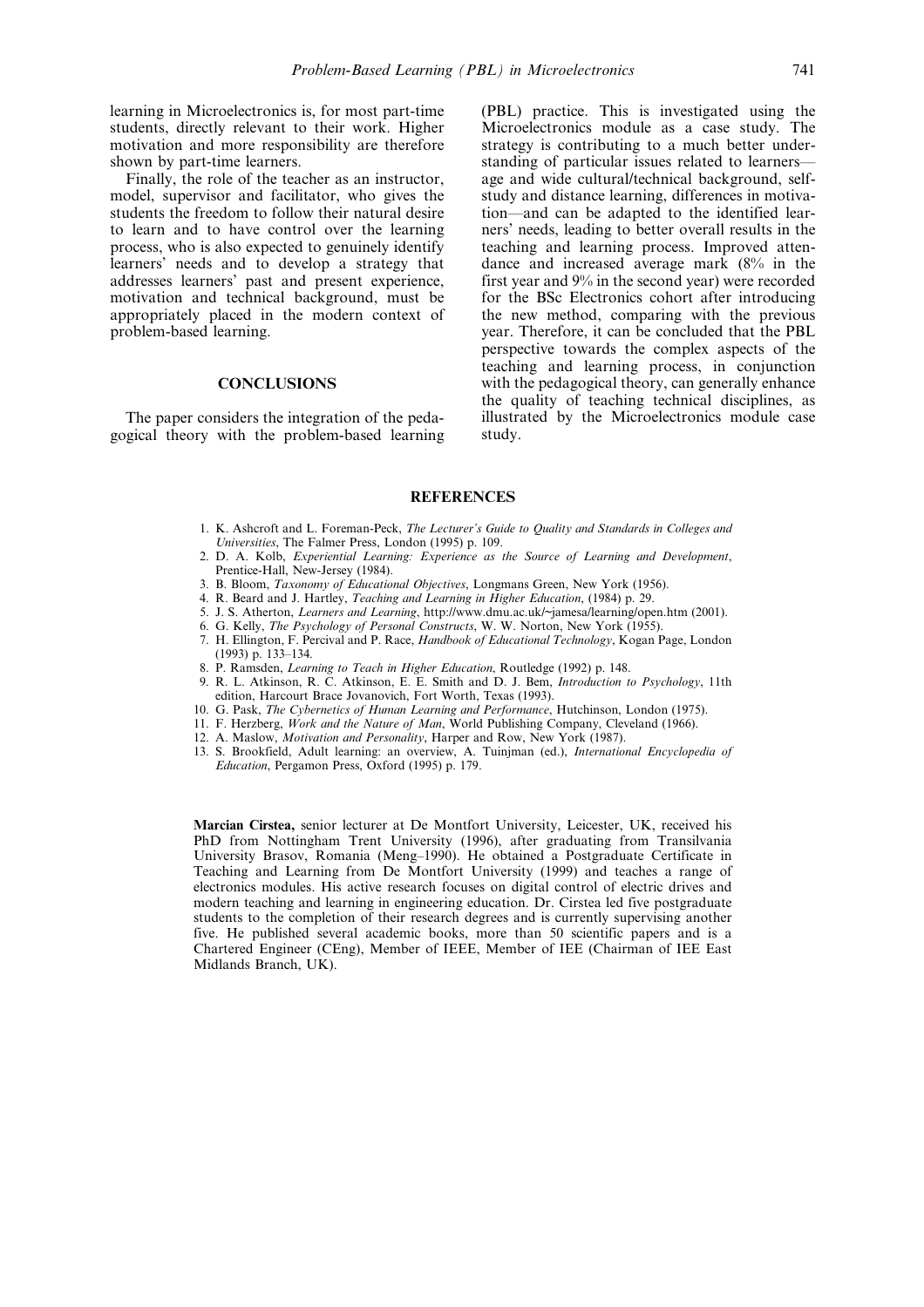learning in Microelectronics is, for most part-time students, directly relevant to their work. Higher motivation and more responsibility are therefore shown by part-time learners.

Finally, the role of the teacher as an instructor, model, supervisor and facilitator, who gives the students the freedom to follow their natural desire to learn and to have control over the learning process, who is also expected to genuinely identify learners' needs and to develop a strategy that addresses learners' past and present experience, motivation and technical background, must be appropriately placed in the modern context of problem-based learning.

## CONCLUSIONS

The paper considers the integration of the pedagogical theory with the problem-based learning (PBL) practice. This is investigated using the Microelectronics module as a case study. The strategy is contributing to a much better understanding of particular issues related to learners—age and wide cultural/technical background, self-study and distance learning, differences in motivation—and can be adapted to the identified learners' needs, leading to better overall results in the teaching and learning process. Improved attendance and increased average mark (8% in the first year and 9% in the second year) were recorded for the BSc Electronics cohort after introducing the new method, comparing with the previous year. Therefore, it can be concluded that the PBL perspective towards the complex aspects of the teaching and learning process, in conjunction with the pedagogical theory, can generally enhance the quality of teaching technical disciplines, as illustrated by the Microelectronics module case study.

## REFERENCES

1. K. Ashcroft and L. Foreman-Peck, *The Lecturer's Guide to Quality and Standards in Colleges and Universities*, The Falmer Press, London (1995) p. 109.
2. D. A. Kolb, *Experiential Learning: Experience as the Source of Learning and Development*, Prentice-Hall, New-Jersey (1984).
3. B. Bloom, *Taxonomy of Educational Objectives*, Longmans Green, New York (1956).
4. R. Beard and J. Hartley, *Teaching and Learning in Higher Education*, (1984) p. 29.
5. J. S. Atherton, *Learners and Learning*, http://www.dmu.ac.uk/~jamesa/learning/open.htm (2001).
6. G. Kelly, *The Psychology of Personal Constructs*, W. W. Norton, New York (1955).
7. H. Ellington, F. Percival and P. Race, *Handbook of Educational Technology*, Kogan Page, London (1993) p. 133–134.
8. P. Ramsden, *Learning to Teach in Higher Education*, Routledge (1992) p. 148.
9. R. L. Atkinson, R. C. Atkinson, E. E. Smith and D. J. Bem, *Introduction to Psychology*, 11th edition, Harcourt Brace Jovanovich, Fort Worth, Texas (1993).
10. G. Pask, *The Cybernetics of Human Learning and Performance*, Hutchinson, London (1975).
11. F. Herzberg, *Work and the Nature of Man*, World Publishing Company, Cleveland (1966).
12. A. Maslow, *Motivation and Personality*, Harper and Row, New York (1987).
13. S. Brookfield, Adult learning: an overview, A. Tuinjman (ed.), *International Encyclopedia of Education*, Pergamon Press, Oxford (1995) p. 179.

**Marcian Cirstea,** senior lecturer at De Montfort University, Leicester, UK, received his PhD from Nottingham Trent University (1996), after graduating from Transilvania University Brasov, Romania (Meng–1990). He obtained a Postgraduate Certificate in Teaching and Learning from De Montfort University (1999) and teaches a range of electronics modules. His active research focuses on digital control of electric drives and modern teaching and learning in engineering education. Dr. Cirstea led five postgraduate students to the completion of their research degrees and is currently supervising another five. He published several academic books, more than 50 scientific papers and is a Chartered Engineer (CEng), Member of IEEE, Member of IEE (Chairman of IEE East Midlands Branch, UK).